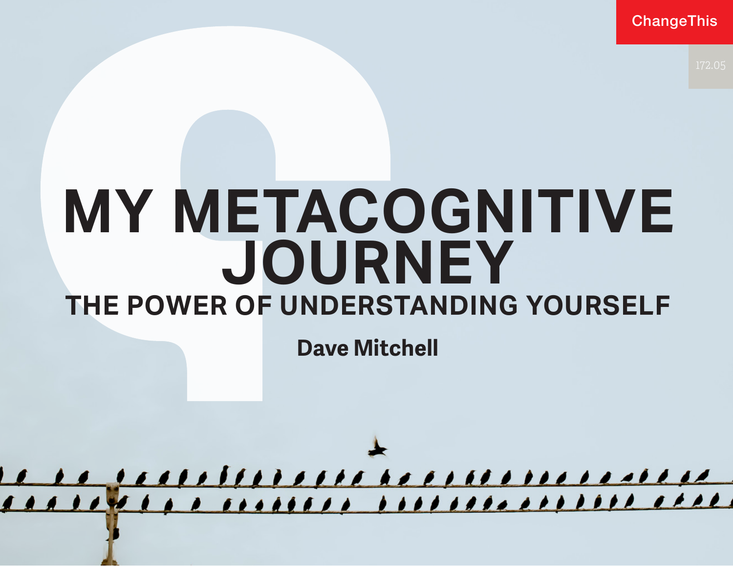ChangeThis

172.05

# MY METACOGNITIVE JOURNEY

## THE POWER OF UNDERSTANDING YOURSELF

**Dave Mitchell**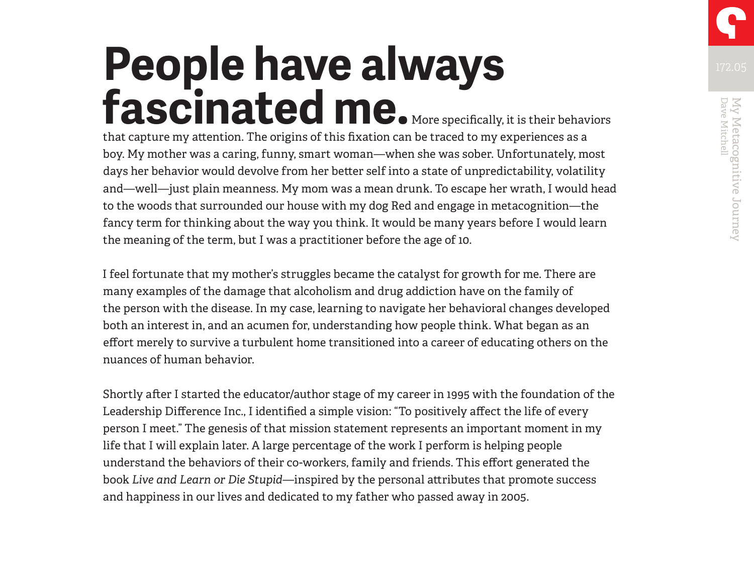**People have always fascinated me.** More specifically, it is their behaviors that capture my attention. The origins of this fixation can be traced to my experiences as a boy. My mother was a caring, funny, smart woman—when she was sober. Unfortunately, most days her behavior would devolve from her better self into a state of unpredictability, volatility and—well—just plain meanness. My mom was a mean drunk. To escape her wrath, I would head to the woods that surrounded our house with my dog Red and engage in metacognition—the fancy term for thinking about the way you think. It would be many years before I would learn the meaning of the term, but I was a practitioner before the age of 10.

I feel fortunate that my mother's struggles became the catalyst for growth for me. There are many examples of the damage that alcoholism and drug addiction have on the family of the person with the disease. In my case, learning to navigate her behavioral changes developed both an interest in, and an acumen for, understanding how people think. What began as an effort merely to survive a turbulent home transitioned into a career of educating others on the nuances of human behavior.

Shortly after I started the educator/author stage of my career in 1995 with the foundation of the Leadership Difference Inc., I identified a simple vision: "To positively affect the life of every person I meet." The genesis of that mission statement represents an important moment in my life that I will explain later. A large percentage of the work I perform is helping people understand the behaviors of their co-workers, family and friends. This effort generated the book *Live and Learn or Die Stupid*—inspired by the personal attributes that promote success and happiness in our lives and dedicated to my father who passed away in 2005.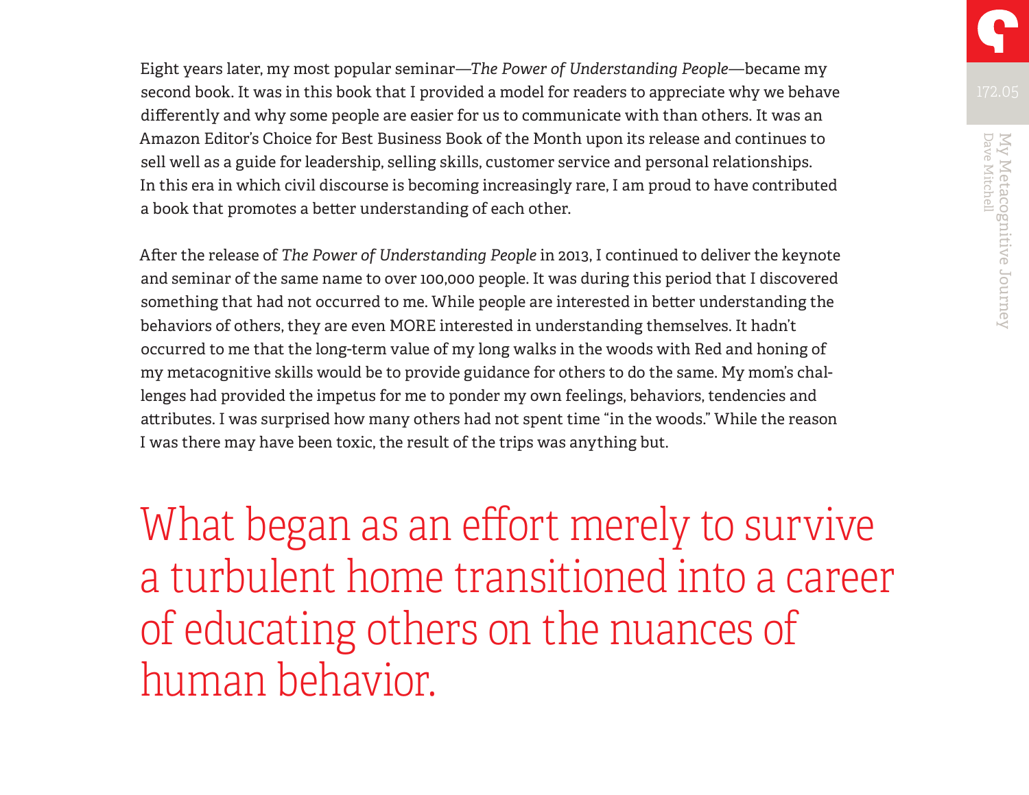Eight years later, my most popular seminar—*The Power of Understanding People*—became my second book. It was in this book that I provided a model for readers to appreciate why we behave differently and why some people are easier for us to communicate with than others. It was an Amazon Editor's Choice for Best Business Book of the Month upon its release and continues to sell well as a guide for leadership, selling skills, customer service and personal relationships. In this era in which civil discourse is becoming increasingly rare, I am proud to have contributed a book that promotes a better understanding of each other.

After the release of *The Power of Understanding People* in 2013, I continued to deliver the keynote and seminar of the same name to over 100,000 people. It was during this period that I discovered something that had not occurred to me. While people are interested in better understanding the behaviors of others, they are even MORE interested in understanding themselves. It hadn't occurred to me that the long-term value of my long walks in the woods with Red and honing of my metacognitive skills would be to provide guidance for others to do the same. My mom's challenges had provided the impetus for me to ponder my own feelings, behaviors, tendencies and attributes. I was surprised how many others had not spent time "in the woods." While the reason I was there may have been toxic, the result of the trips was anything but.

> What began as an effort merely to survive a turbulent home transitioned into a career of educating others on the nuances of human behavior.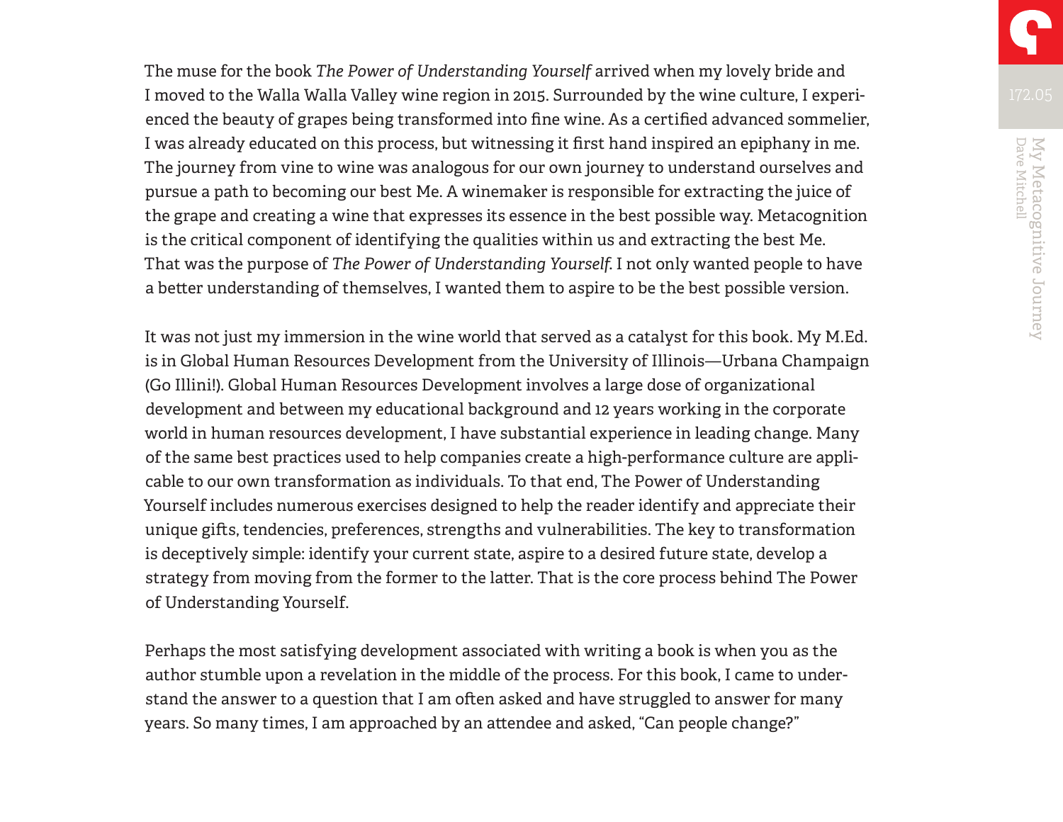The muse for the book *The Power of Understanding Yourself* arrived when my lovely bride and I moved to the Walla Walla Valley wine region in 2015. Surrounded by the wine culture, I experienced the beauty of grapes being transformed into fine wine. As a certified advanced sommelier, I was already educated on this process, but witnessing it first hand inspired an epiphany in me. The journey from vine to wine was analogous for our own journey to understand ourselves and pursue a path to becoming our best Me. A winemaker is responsible for extracting the juice of the grape and creating a wine that expresses its essence in the best possible way. Metacognition is the critical component of identifying the qualities within us and extracting the best Me. That was the purpose of *The Power of Understanding Yourself*. I not only wanted people to have a better understanding of themselves, I wanted them to aspire to be the best possible version.

It was not just my immersion in the wine world that served as a catalyst for this book. My M.Ed. is in Global Human Resources Development from the University of Illinois—Urbana Champaign (Go Illini!). Global Human Resources Development involves a large dose of organizational development and between my educational background and 12 years working in the corporate world in human resources development, I have substantial experience in leading change. Many of the same best practices used to help companies create a high-performance culture are applicable to our own transformation as individuals. To that end, The Power of Understanding Yourself includes numerous exercises designed to help the reader identify and appreciate their unique gifts, tendencies, preferences, strengths and vulnerabilities. The key to transformation is deceptively simple: identify your current state, aspire to a desired future state, develop a strategy from moving from the former to the latter. That is the core process behind The Power of Understanding Yourself.

Perhaps the most satisfying development associated with writing a book is when you as the author stumble upon a revelation in the middle of the process. For this book, I came to understand the answer to a question that I am often asked and have struggled to answer for many years. So many times, I am approached by an attendee and asked, "Can people change?"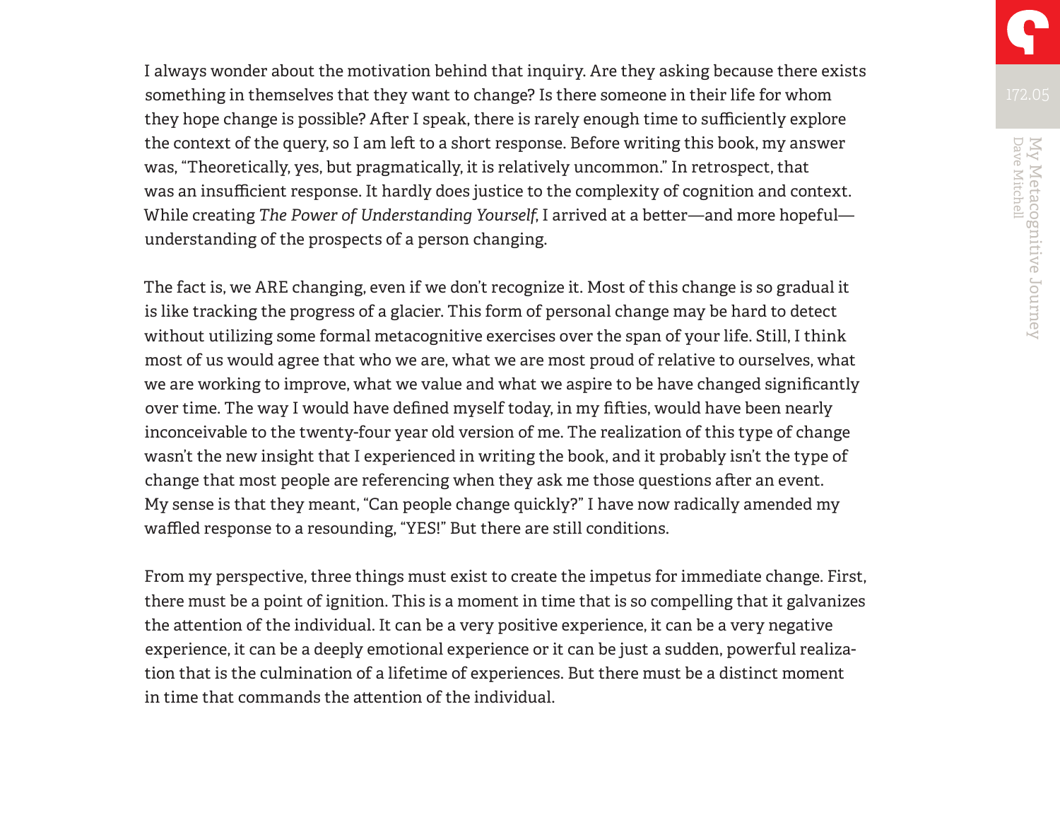I always wonder about the motivation behind that inquiry. Are they asking because there exists something in themselves that they want to change? Is there someone in their life for whom they hope change is possible? After I speak, there is rarely enough time to sufficiently explore the context of the query, so I am left to a short response. Before writing this book, my answer was, "Theoretically, yes, but pragmatically, it is relatively uncommon." In retrospect, that was an insufficient response. It hardly does justice to the complexity of cognition and context. While creating *The Power of Understanding Yourself*, I arrived at a better—and more hopeful—understanding of the prospects of a person changing.

The fact is, we ARE changing, even if we don't recognize it. Most of this change is so gradual it is like tracking the progress of a glacier. This form of personal change may be hard to detect without utilizing some formal metacognitive exercises over the span of your life. Still, I think most of us would agree that who we are, what we are most proud of relative to ourselves, what we are working to improve, what we value and what we aspire to be have changed significantly over time. The way I would have defined myself today, in my fifties, would have been nearly inconceivable to the twenty-four year old version of me. The realization of this type of change wasn't the new insight that I experienced in writing the book, and it probably isn't the type of change that most people are referencing when they ask me those questions after an event. My sense is that they meant, "Can people change quickly?" I have now radically amended my waffled response to a resounding, "YES!" But there are still conditions.

From my perspective, three things must exist to create the impetus for immediate change. First, there must be a point of ignition. This is a moment in time that is so compelling that it galvanizes the attention of the individual. It can be a very positive experience, it can be a very negative experience, it can be a deeply emotional experience or it can be just a sudden, powerful realization that is the culmination of a lifetime of experiences. But there must be a distinct moment in time that commands the attention of the individual.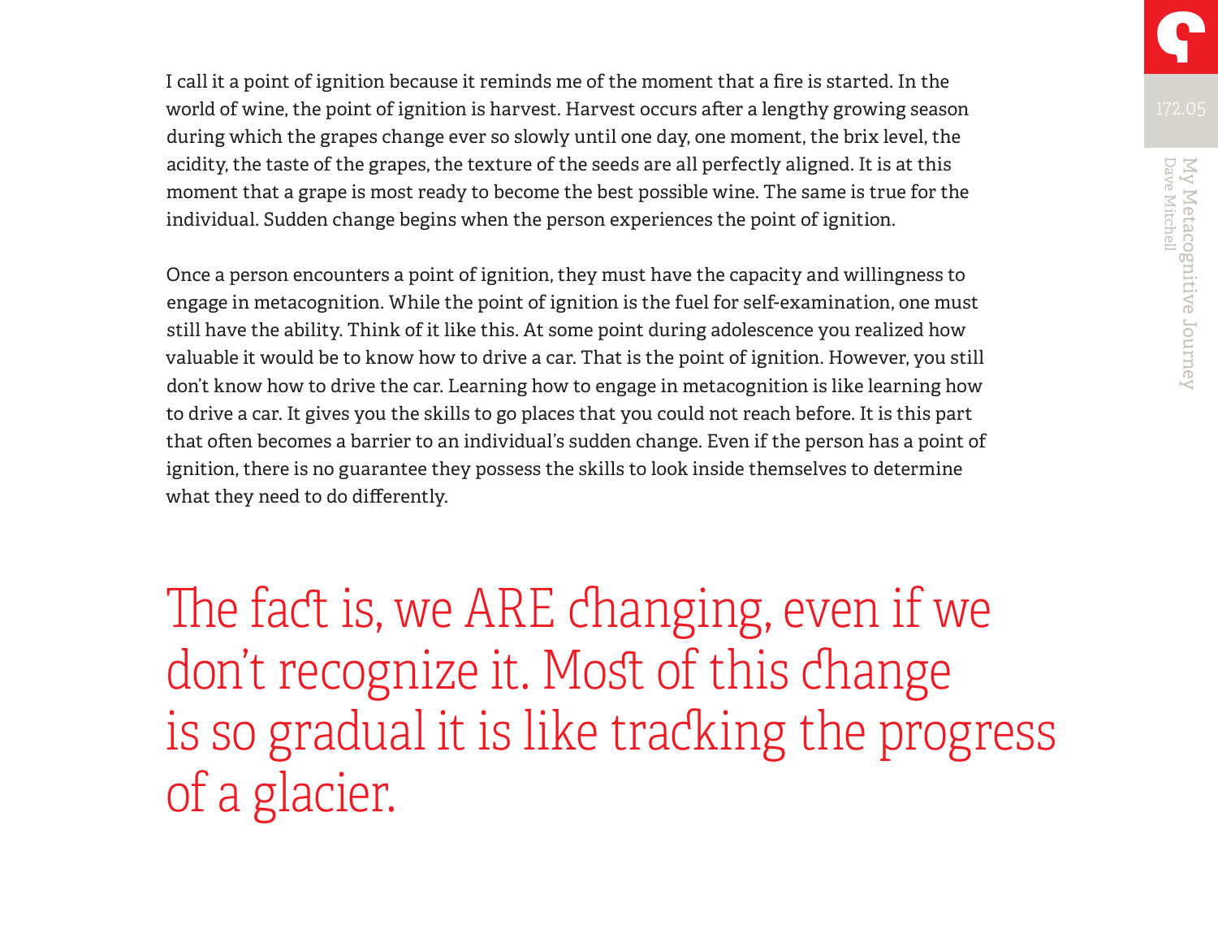I call it a point of ignition because it reminds me of the moment that a fire is started. In the world of wine, the point of ignition is harvest. Harvest occurs after a lengthy growing season during which the grapes change ever so slowly until one day, one moment, the brix level, the acidity, the taste of the grapes, the texture of the seeds are all perfectly aligned. It is at this moment that a grape is most ready to become the best possible wine. The same is true for the individual. Sudden change begins when the person experiences the point of ignition.

Once a person encounters a point of ignition, they must have the capacity and willingness to engage in metacognition. While the point of ignition is the fuel for self-examination, one must still have the ability. Think of it like this. At some point during adolescence you realized how valuable it would be to know how to drive a car. That is the point of ignition. However, you still don't know how to drive the car. Learning how to engage in metacognition is like learning how to drive a car. It gives you the skills to go places that you could not reach before. It is this part that often becomes a barrier to an individual's sudden change. Even if the person has a point of ignition, there is no guarantee they possess the skills to look inside themselves to determine what they need to do differently.

> The fact is, we ARE changing, even if we don't recognize it. Most of this change is so gradual it is like tracking the progress of a glacier.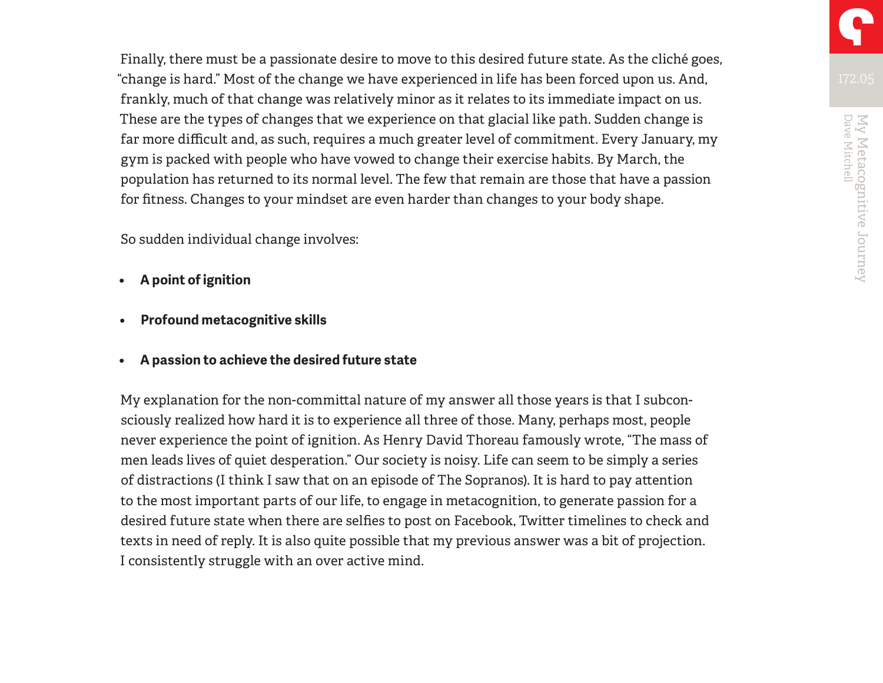Finally, there must be a passionate desire to move to this desired future state. As the cliché goes, "change is hard." Most of the change we have experienced in life has been forced upon us. And, frankly, much of that change was relatively minor as it relates to its immediate impact on us. These are the types of changes that we experience on that glacial like path. Sudden change is far more difficult and, as such, requires a much greater level of commitment. Every January, my gym is packed with people who have vowed to change their exercise habits. By March, the population has returned to its normal level. The few that remain are those that have a passion for fitness. Changes to your mindset are even harder than changes to your body shape.

So sudden individual change involves:

- **A point of ignition**
- **Profound metacognitive skills**
- **A passion to achieve the desired future state**

My explanation for the non-committal nature of my answer all those years is that I subconsciously realized how hard it is to experience all three of those. Many, perhaps most, people never experience the point of ignition. As Henry David Thoreau famously wrote, "The mass of men leads lives of quiet desperation." Our society is noisy. Life can seem to be simply a series of distractions (I think I saw that on an episode of The Sopranos). It is hard to pay attention to the most important parts of our life, to engage in metacognition, to generate passion for a desired future state when there are selfies to post on Facebook, Twitter timelines to check and texts in need of reply. It is also quite possible that my previous answer was a bit of projection. I consistently struggle with an over active mind.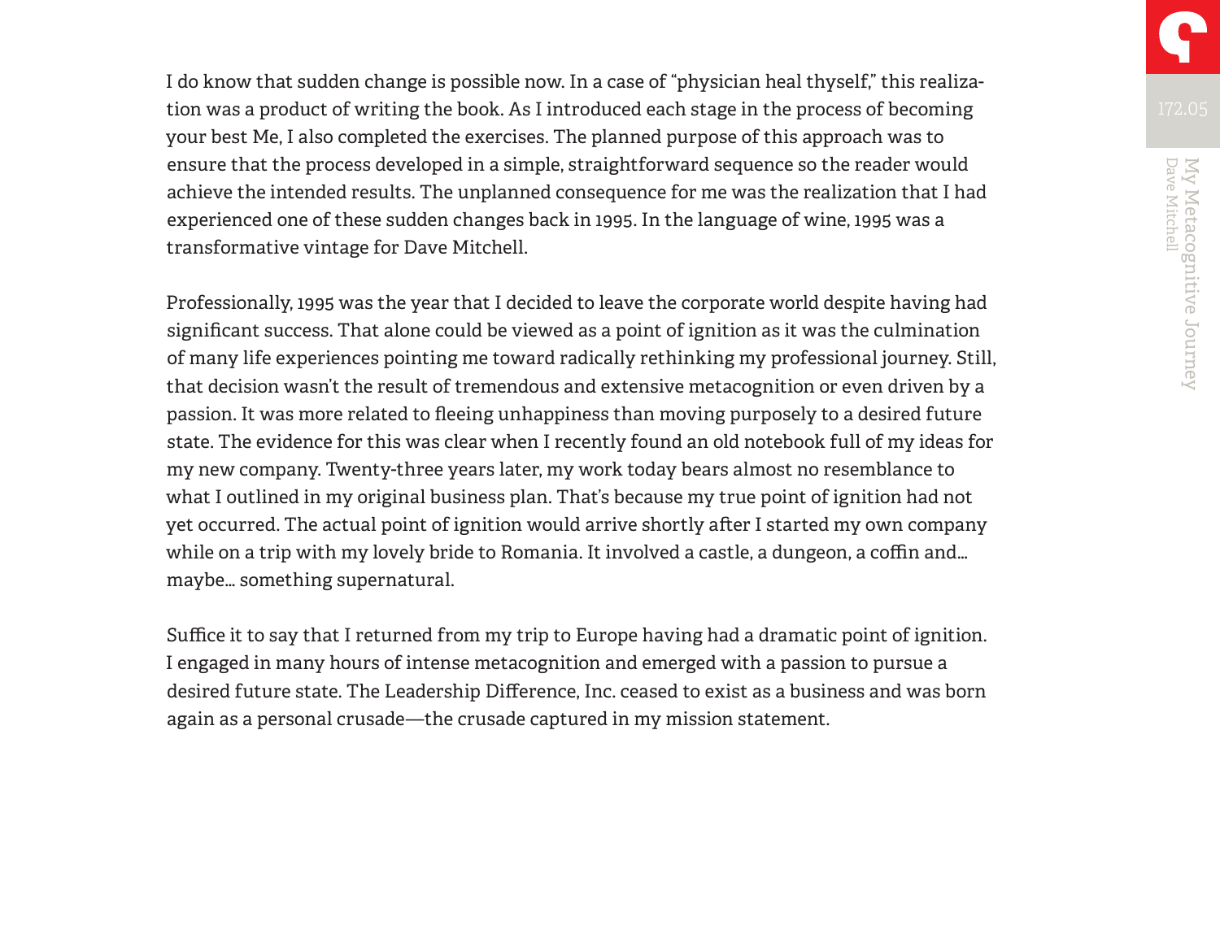I do know that sudden change is possible now. In a case of "physician heal thyself," this realization was a product of writing the book. As I introduced each stage in the process of becoming your best Me, I also completed the exercises. The planned purpose of this approach was to ensure that the process developed in a simple, straightforward sequence so the reader would achieve the intended results. The unplanned consequence for me was the realization that I had experienced one of these sudden changes back in 1995. In the language of wine, 1995 was a transformative vintage for Dave Mitchell.

Professionally, 1995 was the year that I decided to leave the corporate world despite having had significant success. That alone could be viewed as a point of ignition as it was the culmination of many life experiences pointing me toward radically rethinking my professional journey. Still, that decision wasn't the result of tremendous and extensive metacognition or even driven by a passion. It was more related to fleeing unhappiness than moving purposely to a desired future state. The evidence for this was clear when I recently found an old notebook full of my ideas for my new company. Twenty-three years later, my work today bears almost no resemblance to what I outlined in my original business plan. That's because my true point of ignition had not yet occurred. The actual point of ignition would arrive shortly after I started my own company while on a trip with my lovely bride to Romania. It involved a castle, a dungeon, a coffin and… maybe… something supernatural.

Suffice it to say that I returned from my trip to Europe having had a dramatic point of ignition. I engaged in many hours of intense metacognition and emerged with a passion to pursue a desired future state. The Leadership Difference, Inc. ceased to exist as a business and was born again as a personal crusade—the crusade captured in my mission statement.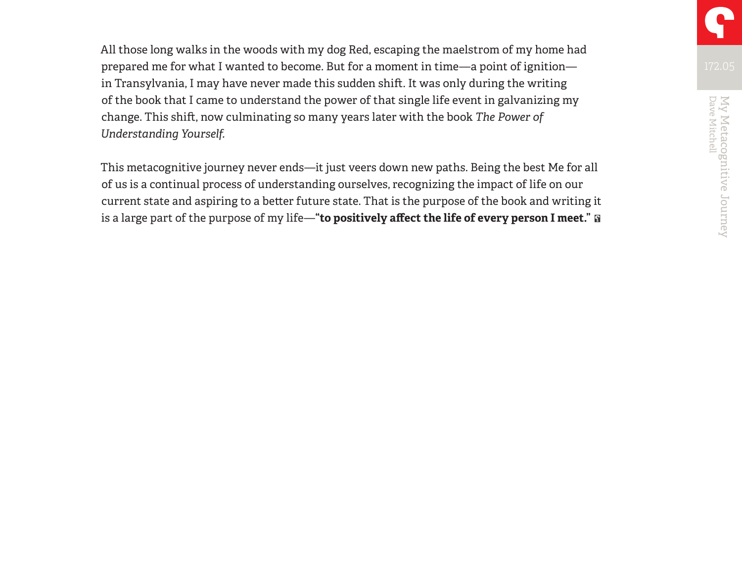All those long walks in the woods with my dog Red, escaping the maelstrom of my home had prepared me for what I wanted to become. But for a moment in time—a point of ignition—in Transylvania, I may have never made this sudden shift. It was only during the writing of the book that I came to understand the power of that single life event in galvanizing my change. This shift, now culminating so many years later with the book *The Power of Understanding Yourself.*

This metacognitive journey never ends—it just veers down new paths. Being the best Me for all of us is a continual process of understanding ourselves, recognizing the impact of life on our current state and aspiring to a better future state. That is the purpose of the book and writing it is a large part of the purpose of my life—**"to positively affect the life of every person I meet."**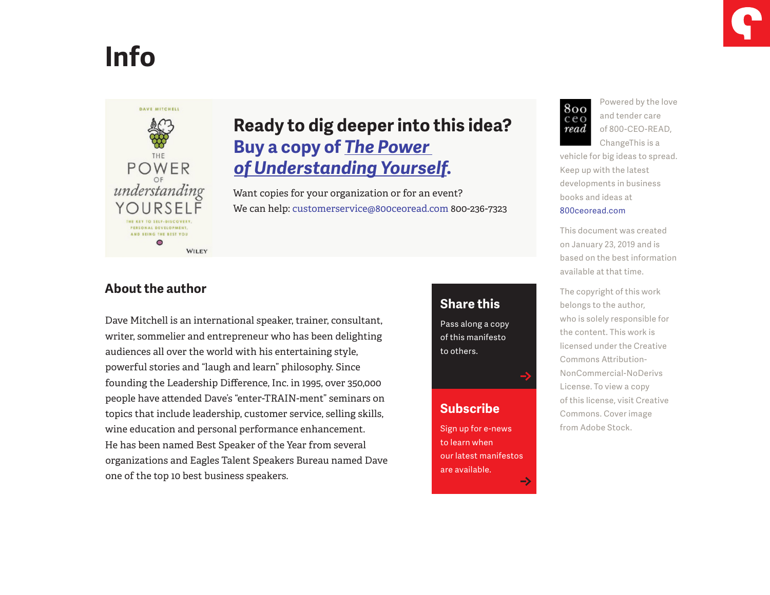# Info

## Ready to dig deeper into this idea?

**Buy a copy of *The Power of Understanding Yourself*.**

Want copies for your organization or for an event?
We can help: customerservice@800ceoread.com 800-236-7323

### About the author

Dave Mitchell is an international speaker, trainer, consultant, writer, sommelier and entrepreneur who has been delighting audiences all over the world with his entertaining style, powerful stories and "laugh and learn" philosophy. Since founding the Leadership Difference, Inc. in 1995, over 350,000 people have attended Dave's "enter-TRAIN-ment" seminars on topics that include leadership, customer service, selling skills, wine education and personal performance enhancement. He has been named Best Speaker of the Year from several organizations and Eagles Talent Speakers Bureau named Dave one of the top 10 best business speakers.

### Share this

Pass along a copy of this manifesto to others.

### Subscribe

Sign up for e-news to learn when our latest manifestos are available.

Powered by the love and tender care of 800-CEO-READ, ChangeThis is a vehicle for big ideas to spread. Keep up with the latest developments in business books and ideas at 800ceoread.com

This document was created on January 23, 2019 and is based on the best information available at that time.

The copyright of this work belongs to the author, who is solely responsible for the content. This work is licensed under the Creative Commons Attribution-NonCommercial-NoDerivs License. To view a copy of this license, visit Creative Commons. Cover image from Adobe Stock.